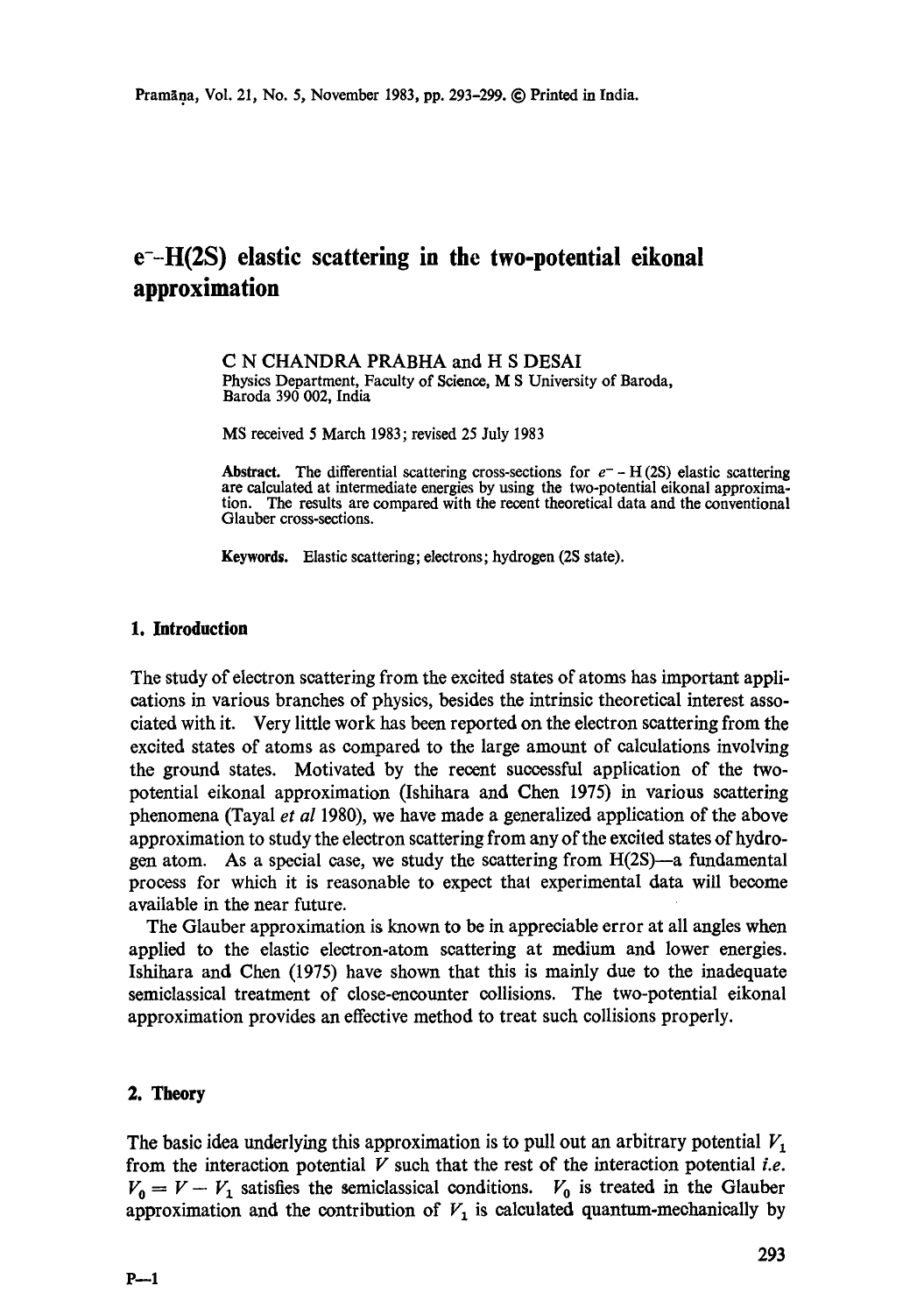# $e^-$–H(2S) elastic scattering in the two-potential eikonal approximation

C N CHANDRA PRABHA and H S DESAI

Physics Department, Faculty of Science, M S University of Baroda, Baroda 390 002, India

MS received 5 March 1983; revised 25 July 1983

**Abstract.** The differential scattering cross-sections for $e^- - \mathrm{H}(2S)$ elastic scattering are calculated at intermediate energies by using the two-potential eikonal approximation. The results are compared with the recent theoretical data and the conventional Glauber cross-sections.

**Keywords.** Elastic scattering; electrons; hydrogen (2S state).

## 1. Introduction

The study of electron scattering from the excited states of atoms has important applications in various branches of physics, besides the intrinsic theoretical interest associated with it. Very little work has been reported on the electron scattering from the excited states of atoms as compared to the large amount of calculations involving the ground states. Motivated by the recent successful application of the two-potential eikonal approximation (Ishihara and Chen 1975) in various scattering phenomena (Tayal *et al* 1980), we have made a generalized application of the above approximation to study the electron scattering from any of the excited states of hydrogen atom. As a special case, we study the scattering from H(2S)—a fundamental process for which it is reasonable to expect that experimental data will become available in the near future.

The Glauber approximation is known to be in appreciable error at all angles when applied to the elastic electron-atom scattering at medium and lower energies. Ishihara and Chen (1975) have shown that this is mainly due to the inadequate semiclassical treatment of close-encounter collisions. The two-potential eikonal approximation provides an effective method to treat such collisions properly.

## 2. Theory

The basic idea underlying this approximation is to pull out an arbitrary potential $V_1$ from the interaction potential $V$ such that the rest of the interaction potential *i.e.* $V_0 = V - V_1$ satisfies the semiclassical conditions. $V_0$ is treated in the Glauber approximation and the contribution of $V_1$ is calculated quantum-mechanically by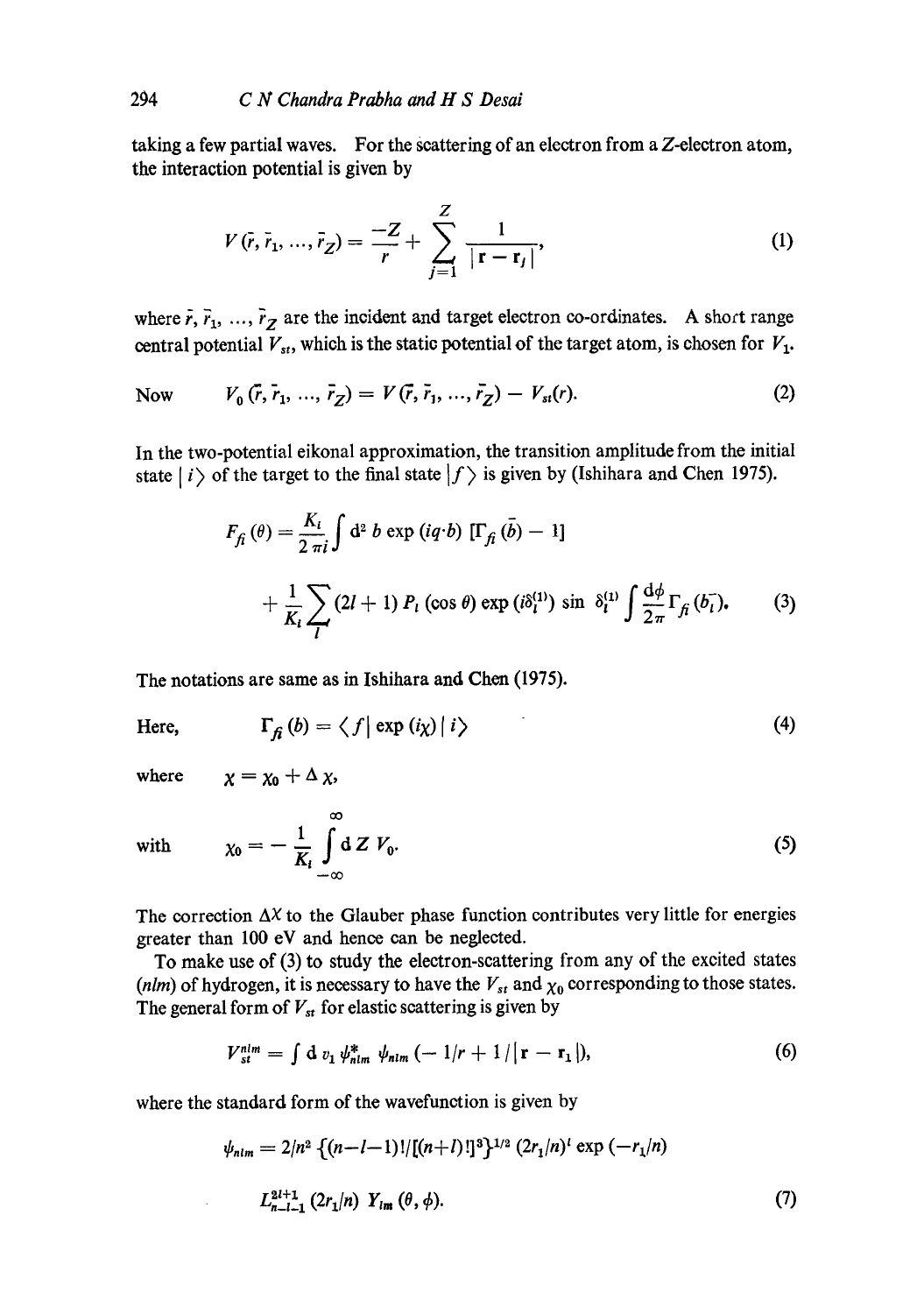taking a few partial waves. For the scattering of an electron from a Z-electron atom, the interaction potential is given by

$$V(\bar{r}, \bar{r}_1, \ldots, \bar{r}_Z) = \frac{-Z}{r} + \sum_{j=1}^{Z} \frac{1}{|\mathbf{r} - \mathbf{r}_j|}, \tag{1}$$

where $\bar{r}, \bar{r}_1, \ldots, \bar{r}_Z$ are the incident and target electron co-ordinates. A short range central potential $V_{st}$, which is the static potential of the target atom, is chosen for $V_1$.

Now $\quad V_0(\bar{r}, \bar{r}_1, \ldots, \bar{r}_Z) = V(\bar{r}, \bar{r}_1, \ldots, \bar{r}_Z) - V_{st}(r). \tag{2}$

In the two-potential eikonal approximation, the transition amplitude from the initial state $|i\rangle$ of the target to the final state $|f\rangle$ is given by (Ishihara and Chen 1975).

$$F_{fi}(\theta) = \frac{K_i}{2\pi i} \int \mathrm{d}^2 b \exp(iq \cdot b) \left[\Gamma_{fi}(\bar{b}) - 1\right] + \frac{1}{K_i} \sum_{l} (2l+1) P_l(\cos\theta) \exp(i\delta_l^{(1)}) \sin \delta_l^{(1)} \int \frac{\mathrm{d}\phi}{2\pi} \Gamma_{fi}(\bar{b}_l). \tag{3}$$

The notations are same as in Ishihara and Chen (1975).

Here, $\quad \Gamma_{fi}(b) = \langle f | \exp(i\chi) | i \rangle \tag{4}$

where $\quad \chi = \chi_0 + \Delta\chi,$

with $\quad \chi_0 = -\dfrac{1}{K_i} \displaystyle\int_{-\infty}^{\infty} \mathrm{d}Z\, V_0. \tag{5}$

The correction $\Delta X$ to the Glauber phase function contributes very little for energies greater than 100 eV and hence can be neglected.

To make use of (3) to study the electron-scattering from any of the excited states $(nlm)$ of hydrogen, it is necessary to have the $V_{st}$ and $\chi_0$ corresponding to those states. The general form of $V_{st}$ for elastic scattering is given by

$$V_{st}^{nlm} = \int \mathrm{d}\, v_1\, \psi^*_{nlm}\, \psi_{nlm} \left(-1/r + 1/|\mathbf{r} - \mathbf{r}_1|\right), \tag{6}$$

where the standard form of the wavefunction is given by

$$\psi_{nlm} = 2/n^2 \left\{(n-l-1)!/[(n+l)!]^3\right\}^{1/2} (2r_1/n)^l \exp(-r_1/n)\, L_{n-l-1}^{2l+1}(2r_1/n)\, Y_{lm}(\theta, \phi). \tag{7}$$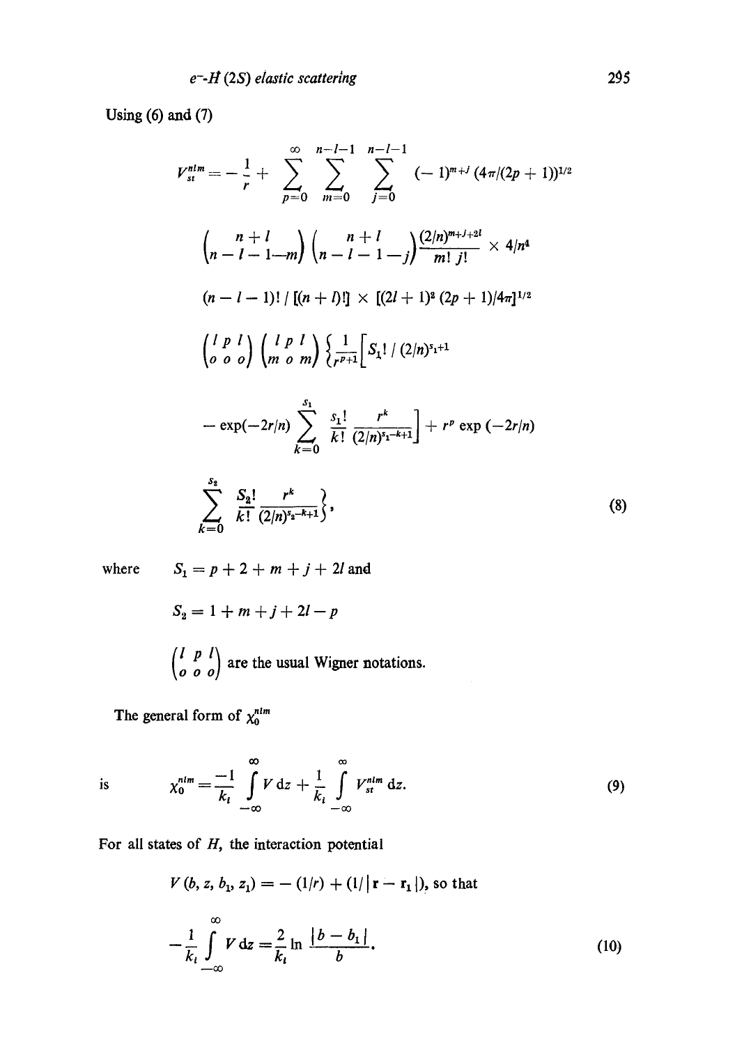Using (6) and (7)

$$
\begin{aligned}
V_{st}^{nlm} = -\frac{1}{r} + \sum_{p=0}^{\infty} \sum_{m=0}^{n-l-1} \sum_{j=0}^{n-l-1} & (-1)^{m+j} (4\pi/(2p+1))^{1/2} \\
& \binom{n+l}{n-l-1-m} \binom{n+l}{n-l-1-j} \frac{(2/n)^{m+j+2l}}{m!\, j!} \times 4/n^4 \\
& (n-l-1)! \,/\, [(n+l)!] \times [(2l+1)^2 (2p+1)/4\pi]^{1/2} \\
& \begin{pmatrix} l & p & l \\ o & o & o \end{pmatrix} \begin{pmatrix} l & p & l \\ m & o & m \end{pmatrix} \Bigg\{ \frac{1}{r^{p+1}} \Bigg[ S_1! \,/\, (2/n)^{s_1+1} \\
& - \exp(-2r/n) \sum_{k=0}^{S_1} \frac{S_1!}{k!} \frac{r^k}{(2/n)^{s_1-k+1}} \Bigg] + r^p \exp(-2r/n) \\
& \sum_{k=0}^{S_2} \frac{S_2!}{k!} \frac{r^k}{(2/n)^{s_2-k+1}} \Bigg\},
\end{aligned} \tag{8}
$$

where $S_1 = p + 2 + m + j + 2l$ and

$S_2 = 1 + m + j + 2l - p$

$\begin{pmatrix} l & p & l \\ o & o & o \end{pmatrix}$ are the usual Wigner notations.

The general form of $\chi_0^{nlm}$

is
$$
\chi_0^{nlm} = \frac{-1}{k_i} \int_{-\infty}^{\infty} V \, dz + \frac{1}{k_i} \int_{-\infty}^{\infty} V_{st}^{nlm} \, dz. \tag{9}
$$

For all states of $H$, the interaction potential

$V(b, z, b_1, z_1) = -(1/r) + (1/|\mathbf{r} - \mathbf{r}_1|)$, so that

$$
-\frac{1}{k_i} \int_{-\infty}^{\infty} V \, dz = \frac{2}{k_i} \ln \frac{|b - b_1|}{b}. \tag{10}
$$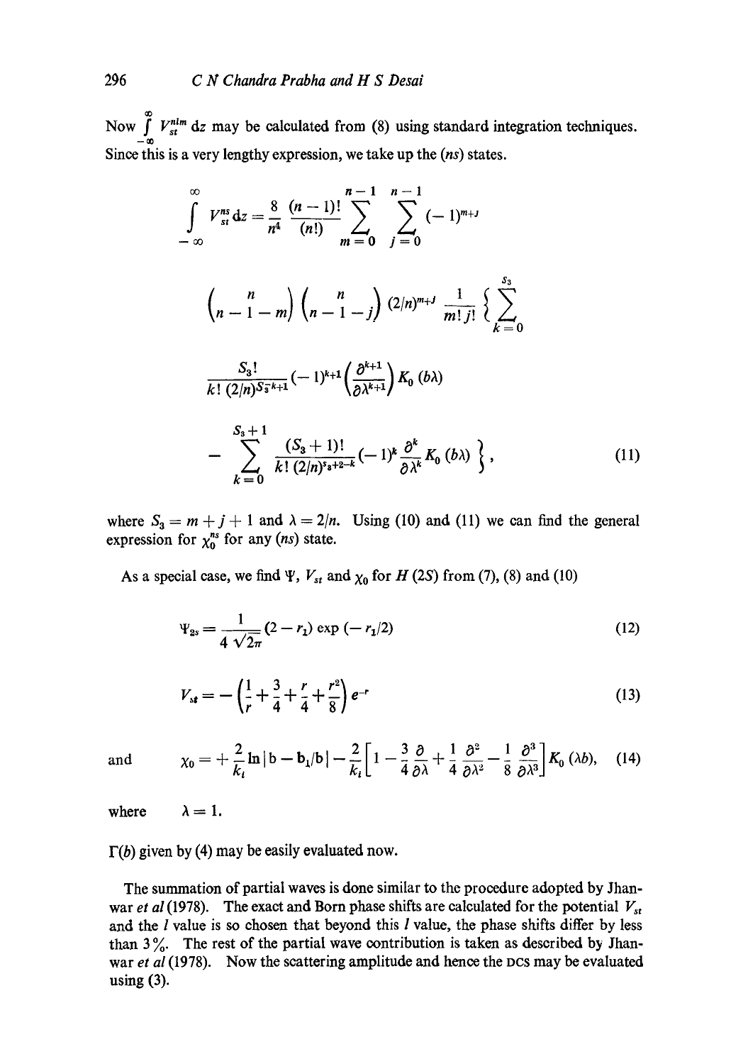Now $\int_{-\infty}^{\infty} V_{st}^{nlm}\, dz$ may be calculated from (8) using standard integration techniques. Since this is a very lengthy expression, we take up the $(ns)$ states.

$$
\int_{-\infty}^{\infty} V_{st}^{ns} dz = \frac{8}{n^4} \frac{(n-1)!}{(n!)} \sum_{m=0}^{n-1} \sum_{j=0}^{n-1} (-1)^{m+j}
$$

$$
\binom{n}{n-1-m} \binom{n}{n-1-j} (2/n)^{m+j} \frac{1}{m!\,j!} \Bigg\{ \sum_{k=0}^{S_3}
$$

$$
\frac{S_3!}{k!\,(2/n)^{S_3-k+1}} (-1)^{k+1} \left( \frac{\partial^{k+1}}{\partial \lambda^{k+1}} \right) K_0(b\lambda)
$$

$$
- \sum_{k=0}^{S_3+1} \frac{(S_3+1)!}{k!\,(2/n)^{S_3+2-k}} (-1)^k \frac{\partial^k}{\partial \lambda^k} K_0(b\lambda) \Bigg\}, \tag{11}
$$

where $S_3 = m + j + 1$ and $\lambda = 2/n$. Using (10) and (11) we can find the general expression for $\chi_0^{ns}$ for any $(ns)$ state.

As a special case, we find $\Psi$, $V_{st}$ and $\chi_0$ for $H(2S)$ from (7), (8) and (10)

$$
\Psi_{2s} = \frac{1}{4\sqrt{2\pi}} (2 - r_1) \exp(-r_1/2) \tag{12}
$$

$$
V_{st} = -\left( \frac{1}{r} + \frac{3}{4} + \frac{r}{4} + \frac{r^2}{8} \right) e^{-r} \tag{13}
$$

and
$$
\chi_0 = + \frac{2}{k_i} \ln |\mathbf{b} - \mathbf{b}_1 / b| - \frac{2}{k_i} \left[ 1 - \frac{3}{4} \frac{\partial}{\partial \lambda} + \frac{1}{4} \frac{\partial^2}{\partial \lambda^2} - \frac{1}{8} \frac{\partial^3}{\partial \lambda^3} \right] K_0(\lambda b), \tag{14}
$$

where $\lambda = 1$.

$\Gamma(b)$ given by (4) may be easily evaluated now.

The summation of partial waves is done similar to the procedure adopted by Jhanwar *et al* (1978). The exact and Born phase shifts are calculated for the potential $V_{st}$ and the $l$ value is so chosen that beyond this $l$ value, the phase shifts differ by less than 3%. The rest of the partial wave contribution is taken as described by Jhanwar *et al* (1978). Now the scattering amplitude and hence the DCS may be evaluated using (3).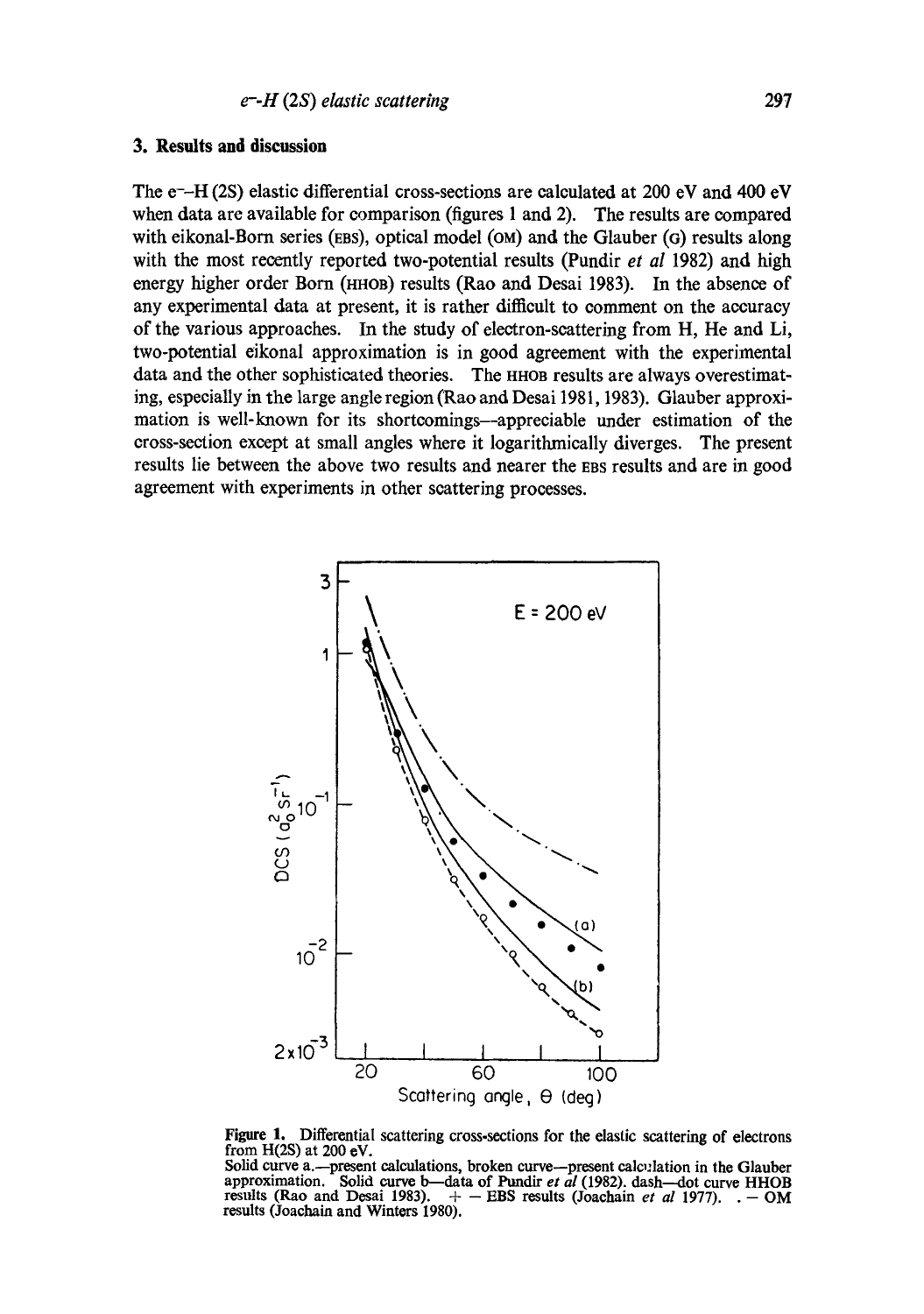## 3. Results and discussion

The e$^-$–H (2S) elastic differential cross-sections are calculated at 200 eV and 400 eV when data are available for comparison (figures 1 and 2). The results are compared with eikonal-Born series (EBS), optical model (OM) and the Glauber (G) results along with the most recently reported two-potential results (Pundir *et al* 1982) and high energy higher order Born (HHOB) results (Rao and Desai 1983). In the absence of any experimental data at present, it is rather difficult to comment on the accuracy of the various approaches. In the study of electron-scattering from H, He and Li, two-potential eikonal approximation is in good agreement with the experimental data and the other sophisticated theories. The HHOB results are always overestimating, especially in the large angle region (Rao and Desai 1981, 1983). Glauber approximation is well-known for its shortcomings—appreciable under estimation of the cross-section except at small angles where it logarithmically diverges. The present results lie between the above two results and nearer the EBS results and are in good agreement with experiments in other scattering processes.

E = 200 eV

DCS ($a_0^2 sr^{-1}$)

3

1

$10^{-1}$

$10^{-2}$

$2 \times 10^{-3}$

20

60

100

Scattering angle, θ (deg)

(a)

(b)

**Figure 1.** Differential scattering cross-sections for the elastic scattering of electrons from H(2S) at 200 eV.
Solid curve a.—present calculations, broken curve—present calculation in the Glauber approximation. Solid curve b—data of Pundir *et al* (1982). dash—dot curve HHOB results (Rao and Desai 1983). + — EBS results (Joachain *et al* 1977). . — OM results (Joachain and Winters 1980).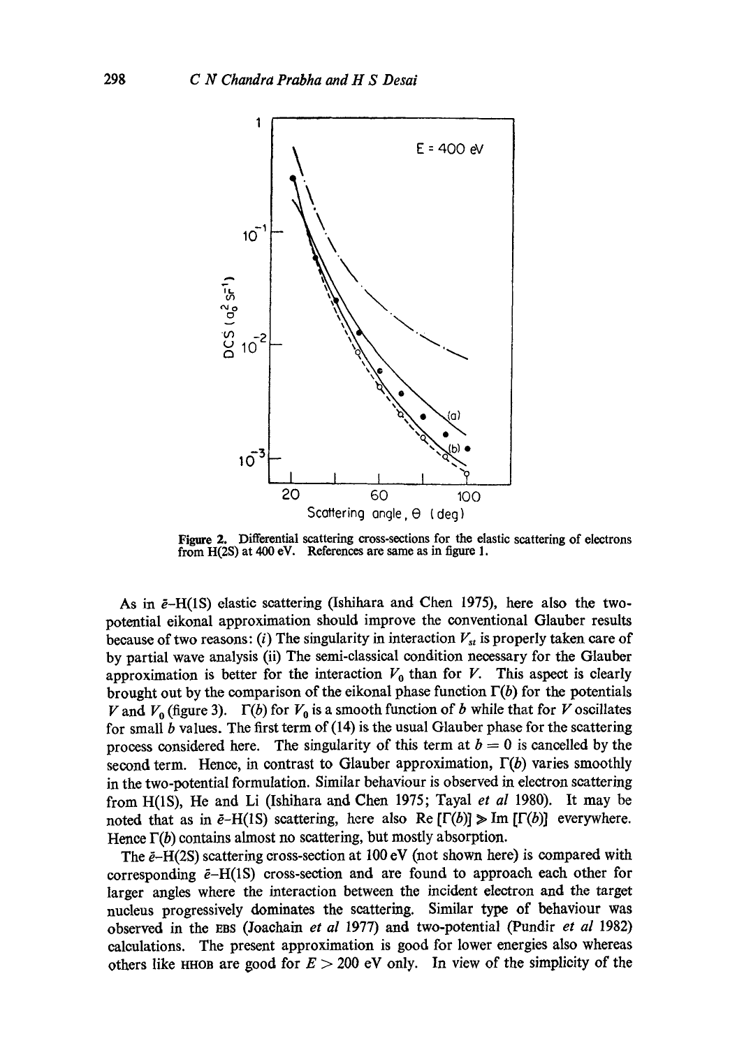**Figure 2.** Differential scattering cross-sections for the elastic scattering of electrons from H(2S) at 400 eV. References are same as in figure 1.

As in $\bar{e}$–H(1S) elastic scattering (Ishihara and Chen 1975), here also the two-potential eikonal approximation should improve the conventional Glauber results because of two reasons: (*i*) The singularity in interaction $V_{st}$ is properly taken care of by partial wave analysis (ii) The semi-classical condition necessary for the Glauber approximation is better for the interaction $V_0$ than for $V$. This aspect is clearly brought out by the comparison of the eikonal phase function $\Gamma(b)$ for the potentials $V$ and $V_0$ (figure 3). $\Gamma(b)$ for $V_0$ is a smooth function of $b$ while that for $V$ oscillates for small $b$ values. The first term of (14) is the usual Glauber phase for the scattering process considered here. The singularity of this term at $b = 0$ is cancelled by the second term. Hence, in contrast to Glauber approximation, $\Gamma(b)$ varies smoothly in the two-potential formulation. Similar behaviour is observed in electron scattering from H(1S), He and Li (Ishihara and Chen 1975; Tayal *et al* 1980). It may be noted that as in $\bar{e}$–H(1S) scattering, here also $\text{Re}\,[\Gamma(b)] \gg \text{Im}\,[\Gamma(b)]$ everywhere. Hence $\Gamma(b)$ contains almost no scattering, but mostly absorption.

The $\bar{e}$–H(2S) scattering cross-section at 100 eV (not shown here) is compared with corresponding $\bar{e}$–H(1S) cross-section and are found to approach each other for larger angles where the interaction between the incident electron and the target nucleus progressively dominates the scattering. Similar type of behaviour was observed in the EBS (Joachain *et al* 1977) and two-potential (Pundir *et al* 1982) calculations. The present approximation is good for lower energies also whereas others like HHOB are good for $E > 200$ eV only. In view of the simplicity of the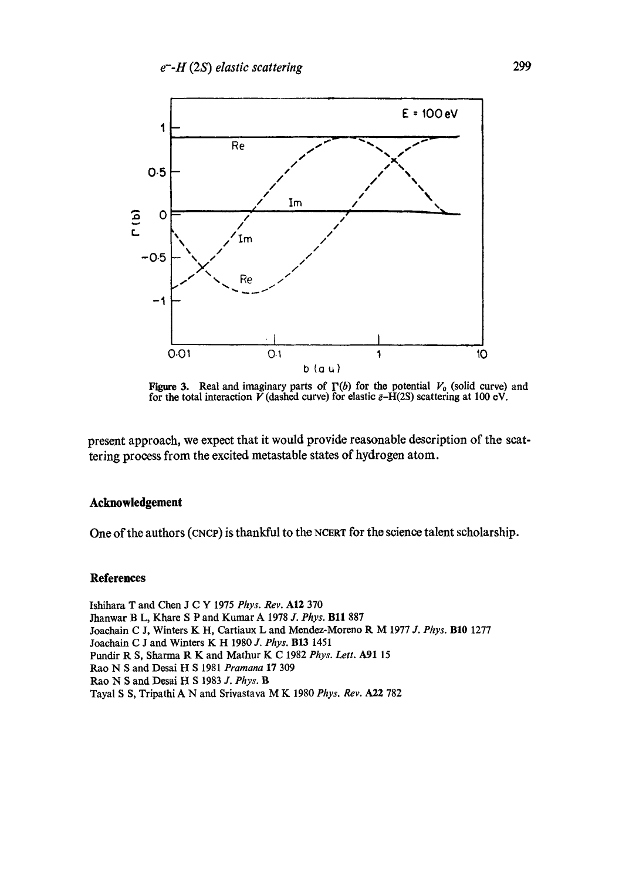E = 100 eV

Re

Im

Im

Re

1

0.5

0

−0.5

−1

Γ (b)

0.01

0.1

1

10

b (a u)

**Figure 3.** Real and imaginary parts of $\Gamma(b)$ for the potential $V_0$ (solid curve) and for the total interaction $V$ (dashed curve) for elastic $\bar{e}$–H(2S) scattering at 100 eV.

present approach, we expect that it would provide reasonable description of the scattering process from the excited metastable states of hydrogen atom.

## Acknowledgement

One of the authors (CNCP) is thankful to the NCERT for the science talent scholarship.

## References

Ishihara T and Chen J C Y 1975 *Phys. Rev.* **A12** 370

Jhanwar B L, Khare S P and Kumar A 1978 *J. Phys.* **B11** 887

Joachain C J, Winters K H, Cartiaux L and Mendez-Moreno R M 1977 *J. Phys.* **B10** 1277

Joachain C J and Winters K H 1980 *J. Phys.* **B13** 1451

Pundir R S, Sharma R K and Mathur K C 1982 *Phys. Lett.* **A91** 15

Rao N S and Desai H S 1981 *Pramana* **17** 309

Rao N S and Desai H S 1983 *J. Phys.* **B**

Tayal S S, Tripathi A N and Srivastava M K 1980 *Phys. Rev.* **A22** 782